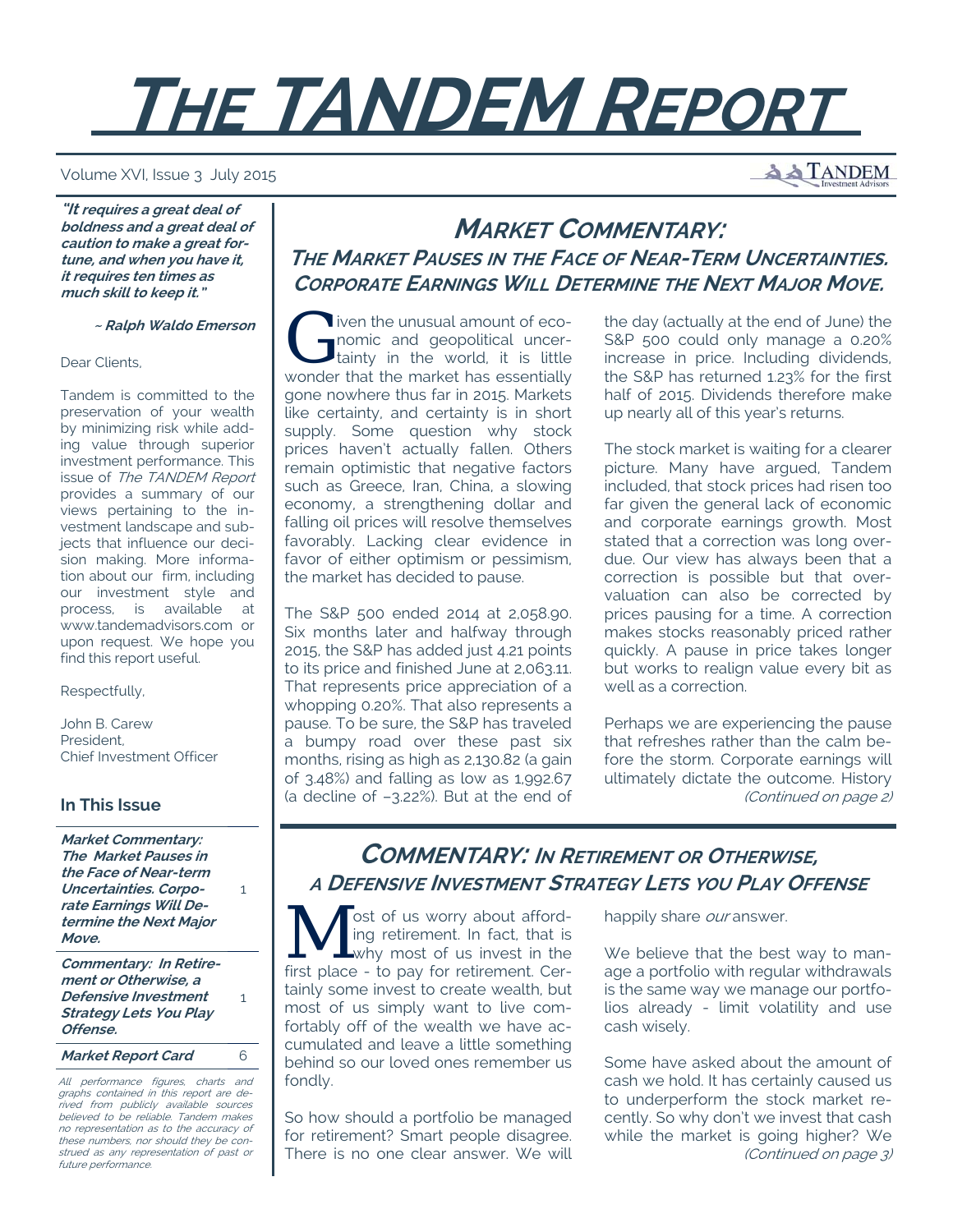# THE TANDEM REPORT

Volume XVI, Issue 3 July 2015

**"It requires a great deal of boldness and a great deal of caution to make a great fortune, and when you have it, it requires ten times as much skill to keep it."**

**~ Ralph Waldo Emerson**

Dear Clients,

Tandem is committed to the preservation of your wealth by minimizing risk while adding value through superior investment performance. This issue of *The TANDEM Report* provides a summary of our views pertaining to the investment landscape and subjects that influence our decision making. More information about our firm, including our investment style and process, is available at www.tandemadvisors.com or upon request. We hope you find this report useful.

Respectfully,

John B. Carew
President,
Chief Investment Officer

### In This Issue

| | |
|---|---|
| **Market Commentary: The Market Pauses in the Face of Near-term Uncertainties. Corporate Earnings Will Determine the Next Major Move.** | 1 |
| **Commentary: In Retirement or Otherwise, a Defensive Investment Strategy Lets You Play Offense.** | 1 |
| **Market Report Card** | 6 |

*All performance figures, charts and graphs contained in this report are derived from publicly available sources believed to be reliable. Tandem makes no representation as to the accuracy of these numbers, nor should they be construed as any representation of past or future performance.*

## MARKET COMMENTARY: THE MARKET PAUSES IN THE FACE OF NEAR-TERM UNCERTAINTIES. CORPORATE EARNINGS WILL DETERMINE THE NEXT MAJOR MOVE.

Given the unusual amount of economic and geopolitical uncertainty in the world, it is little wonder that the market has essentially gone nowhere thus far in 2015. Markets like certainty, and certainty is in short supply. Some question why stock prices haven't actually fallen. Others remain optimistic that negative factors such as Greece, Iran, China, a slowing economy, a strengthening dollar and falling oil prices will resolve themselves favorably. Lacking clear evidence in favor of either optimism or pessimism, the market has decided to pause.

The S&P 500 ended 2014 at 2,058.90. Six months later and halfway through 2015, the S&P has added just 4.21 points to its price and finished June at 2,063.11. That represents price appreciation of a whopping 0.20%. That also represents a pause. To be sure, the S&P has traveled a bumpy road over these past six months, rising as high as 2,130.82 (a gain of 3.48%) and falling as low as 1,992.67 (a decline of –3.22%). But at the end of the day (actually at the end of June) the S&P 500 could only manage a 0.20% increase in price. Including dividends, the S&P has returned 1.23% for the first half of 2015. Dividends therefore make up nearly all of this year's returns.

The stock market is waiting for a clearer picture. Many have argued, Tandem included, that stock prices had risen too far given the general lack of economic and corporate earnings growth. Most stated that a correction was long overdue. Our view has always been that a correction is possible but that overvaluation can also be corrected by prices pausing for a time. A correction makes stocks reasonably priced rather quickly. A pause in price takes longer but works to realign value every bit as well as a correction.

Perhaps we are experiencing the pause that refreshes rather than the calm before the storm. Corporate earnings will ultimately dictate the outcome. History

*(Continued on page 2)*

## COMMENTARY: IN RETIREMENT OR OTHERWISE, A DEFENSIVE INVESTMENT STRATEGY LETS YOU PLAY OFFENSE

Most of us worry about affording retirement. In fact, that is why most of us invest in the first place - to pay for retirement. Certainly some invest to create wealth, but most of us simply want to live comfortably off of the wealth we have accumulated and leave a little something behind so our loved ones remember us fondly.

So how should a portfolio be managed for retirement? Smart people disagree. There is no one clear answer. We will happily share *our* answer.

We believe that the best way to manage a portfolio with regular withdrawals is the same way we manage our portfolios already - limit volatility and use cash wisely.

Some have asked about the amount of cash we hold. It has certainly caused us to underperform the stock market recently. So why don't we invest that cash while the market is going higher? We

*(Continued on page 3)*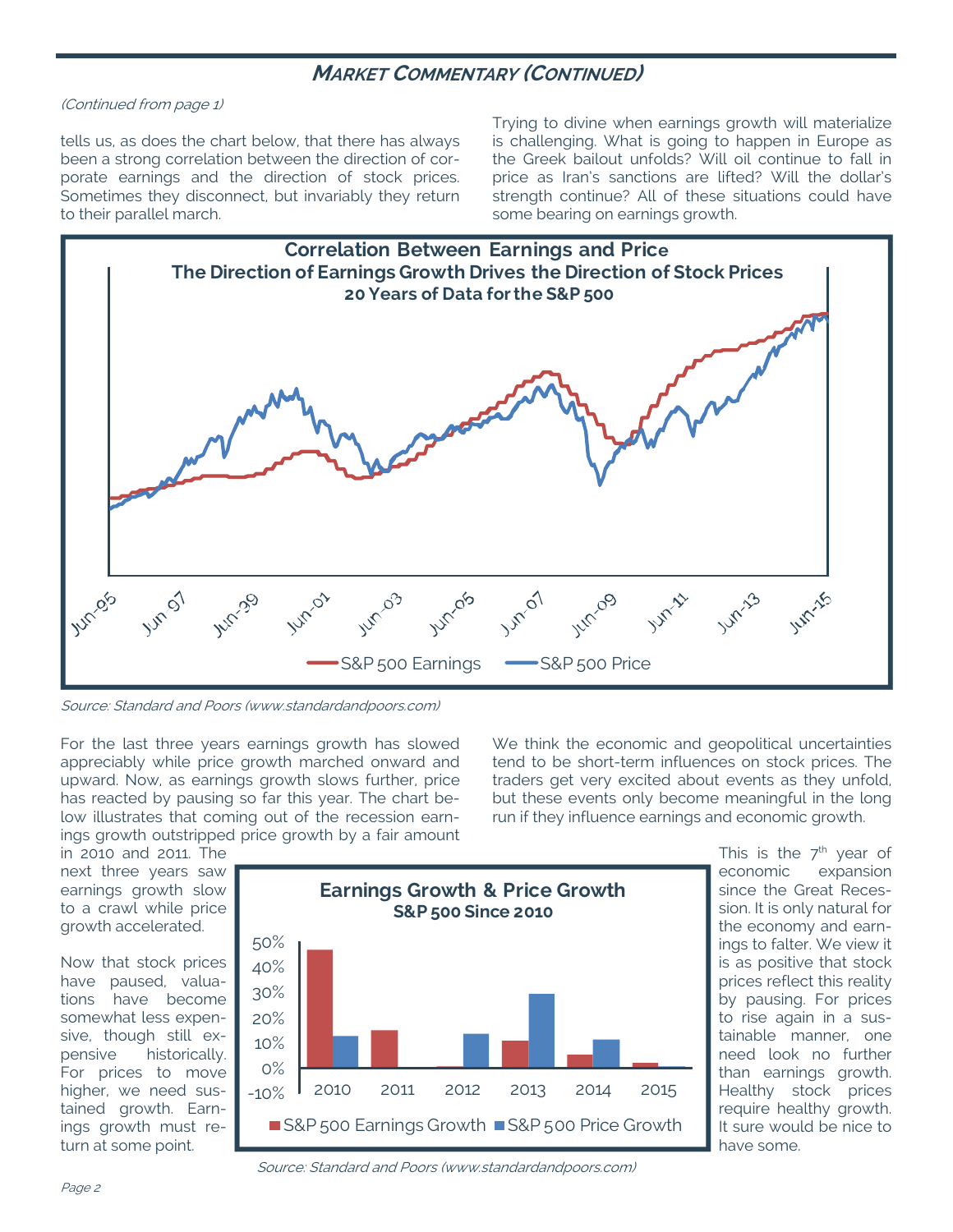## MARKET COMMENTARY (CONTINUED)

*(Continued from page 1)*

tells us, as does the chart below, that there has always been a strong correlation between the direction of corporate earnings and the direction of stock prices. Sometimes they disconnect, but invariably they return to their parallel march.

Trying to divine when earnings growth will materialize is challenging. What is going to happen in Europe as the Greek bailout unfolds? Will oil continue to fall in price as Iran's sanctions are lifted? Will the dollar's strength continue? All of these situations could have some bearing on earnings growth.

**Correlation Between Earnings and Price**
**The Direction of Earnings Growth Drives the Direction of Stock Prices**
**20 Years of Data for the S&P 500**

*Source: Standard and Poors (www.standardandpoors.com)*

For the last three years earnings growth has slowed appreciably while price growth marched onward and upward. Now, as earnings growth slows further, price has reacted by pausing so far this year. The chart below illustrates that coming out of the recession earnings growth outstripped price growth by a fair amount in 2010 and 2011. The next three years saw earnings growth slow to a crawl while price growth accelerated.

Now that stock prices have paused, valuations have become somewhat less expensive, though still expensive historically. For prices to move higher, we need sustained growth. Earnings growth must return at some point.

We think the economic and geopolitical uncertainties tend to be short-term influences on stock prices. The traders get very excited about events as they unfold, but these events only become meaningful in the long run if they influence earnings and economic growth.

**Earnings Growth & Price Growth**
**S&P 500 Since 2010**

*Source: Standard and Poors (www.standardandpoors.com)*

This is the 7th year of economic expansion since the Great Recession. It is only natural for the economy and earnings to falter. We view it is as positive that stock prices reflect this reality by pausing. For prices to rise again in a sustainable manner, one need look no further than earnings growth. Healthy stock prices require healthy growth. It sure would be nice to have some.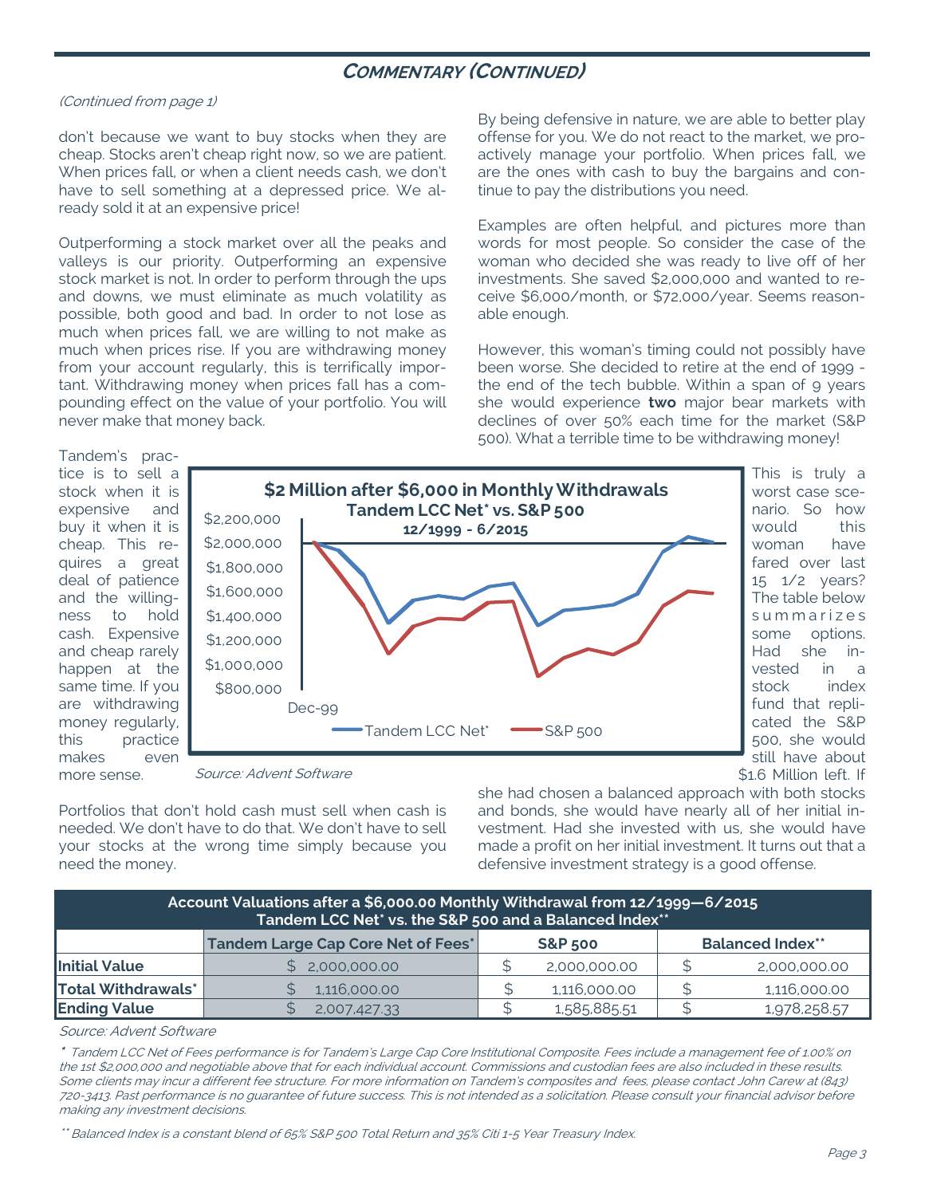## COMMENTARY (CONTINUED)

*(Continued from page 1)*

don't because we want to buy stocks when they are cheap. Stocks aren't cheap right now, so we are patient. When prices fall, or when a client needs cash, we don't have to sell something at a depressed price. We already sold it at an expensive price!

Outperforming a stock market over all the peaks and valleys is our priority. Outperforming an expensive stock market is not. In order to perform through the ups and downs, we must eliminate as much volatility as possible, both good and bad. In order to not lose as much when prices fall, we are willing to not make as much when prices rise. If you are withdrawing money from your account regularly, this is terrifically important. Withdrawing money when prices fall has a compounding effect on the value of your portfolio. You will never make that money back.

Tandem's practice is to sell a stock when it is expensive and buy it when it is cheap. This requires a great deal of patience and the willingness to hold cash. Expensive and cheap rarely happen at the same time. If you are withdrawing money regularly, this practice makes even more sense.

**$2 Million after $6,000 in Monthly Withdrawals**
**Tandem LCC Net* vs. S&P 500**
**12/1999 - 6/2015**

*Source: Advent Software*

Portfolios that don't hold cash must sell when cash is needed. We don't have to do that. We don't have to sell your stocks at the wrong time simply because you need the money.

By being defensive in nature, we are able to better play offense for you. We do not react to the market, we proactively manage your portfolio. When prices fall, we are the ones with cash to buy the bargains and continue to pay the distributions you need.

Examples are often helpful, and pictures more than words for most people. So consider the case of the woman who decided she was ready to live off of her investments. She saved $2,000,000 and wanted to receive $6,000/month, or $72,000/year. Seems reasonable enough.

However, this woman's timing could not possibly have been worse. She decided to retire at the end of 1999 - the end of the tech bubble. Within a span of 9 years she would experience **two** major bear markets with declines of over 50% each time for the market (S&P 500). What a terrible time to be withdrawing money!

This is truly a worst case scenario. So how would this woman have fared over last 15 1/2 years? The table below summarizes some options. Had she invested in a stock index fund that replicated the S&P 500, she would still have about $1.6 Million left. If she had chosen a balanced approach with both stocks and bonds, she would have nearly all of her initial investment. Had she invested with us, she would have made a profit on her initial investment. It turns out that a defensive investment strategy is a good offense.

| Account Valuations after a $6,000.00 Monthly Withdrawal from 12/1999—6/2015<br>Tandem LCC Net* vs. the S&P 500 and a Balanced Index** | | | |
|---|---|---|---|
| | Tandem Large Cap Core Net of Fees* | S&P 500 | Balanced Index** |
| **Initial Value** | $ 2,000,000.00 | $ 2,000,000.00 | $ 2,000,000.00 |
| **Total Withdrawals*** | $ 1,116,000.00 | $ 1,116,000.00 | $ 1,116,000.00 |
| **Ending Value** | $ 2,007,427.33 | $ 1,585,885.51 | $ 1,978,258.57 |

*Source: Advent Software*

*\* Tandem LCC Net of Fees performance is for Tandem's Large Cap Core Institutional Composite. Fees include a management fee of 1.00% on the 1st $2,000,000 and negotiable above that for each individual account. Commissions and custodian fees are also included in these results. Some clients may incur a different fee structure. For more information on Tandem's composites and fees, please contact John Carew at (843) 720-3413. Past performance is no guarantee of future success. This is not intended as a solicitation. Please consult your financial advisor before making any investment decisions.*

*\*\* Balanced Index is a constant blend of 65% S&P 500 Total Return and 35% Citi 1-5 Year Treasury Index.*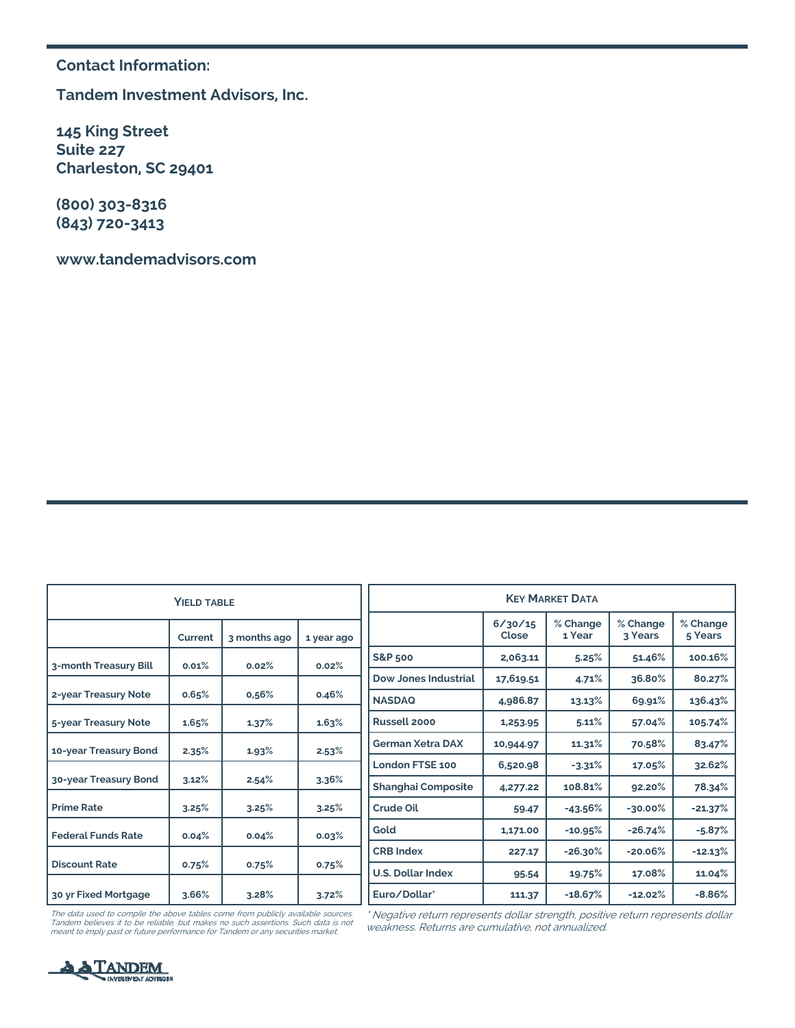**Contact Information:**

**Tandem Investment Advisors, Inc.**

**145 King Street**
**Suite 227**
**Charleston, SC 29401**

**(800) 303-8316**
**(843) 720-3413**

**www.tandemadvisors.com**

| Yield Table | | | |
|---|---|---|---|
| | Current | 3 months ago | 1 year ago |
| 3-month Treasury Bill | 0.01% | 0.02% | 0.02% |
| 2-year Treasury Note | 0.65% | 0,56% | 0.46% |
| 5-year Treasury Note | 1.65% | 1.37% | 1.63% |
| 10-year Treasury Bond | 2.35% | 1.93% | 2.53% |
| 30-year Treasury Bond | 3.12% | 2.54% | 3.36% |
| Prime Rate | 3.25% | 3.25% | 3.25% |
| Federal Funds Rate | 0.04% | 0.04% | 0.03% |
| Discount Rate | 0.75% | 0.75% | 0.75% |
| 30 yr Fixed Mortgage | 3.66% | 3.28% | 3.72% |

*The data used to compile the above tables come from publicly available sources. Tandem believes it to be reliable, but makes no such assertions. Such data is not meant to imply past or future performance for Tandem or any securities market.*

| Key Market Data | | | | |
|---|---|---|---|---|
| | 6/30/15 Close | % Change 1 Year | % Change 3 Years | % Change 5 Years |
| S&P 500 | 2,063.11 | 5.25% | 51.46% | 100.16% |
| Dow Jones Industrial | 17,619.51 | 4.71% | 36.80% | 80.27% |
| NASDAQ | 4,986.87 | 13.13% | 69.91% | 136.43% |
| Russell 2000 | 1,253.95 | 5.11% | 57.04% | 105.74% |
| German Xetra DAX | 10,944.97 | 11.31% | 70.58% | 83.47% |
| London FTSE 100 | 6,520.98 | -3.31% | 17.05% | 32.62% |
| Shanghai Composite | 4,277.22 | 108.81% | 92.20% | 78.34% |
| Crude Oil | 59.47 | -43.56% | -30.00% | -21.37% |
| Gold | 1,171.00 | -10.95% | -26.74% | -5.87% |
| CRB Index | 227.17 | -26.30% | -20.06% | -12.13% |
| U.S. Dollar Index | 95.54 | 19.75% | 17.08% | 11.04% |
| Euro/Dollar* | 111.37 | -18.67% | -12.02% | -8.86% |

*\* Negative return represents dollar strength, positive return represents dollar weakness. Returns are cumulative, not annualized.*